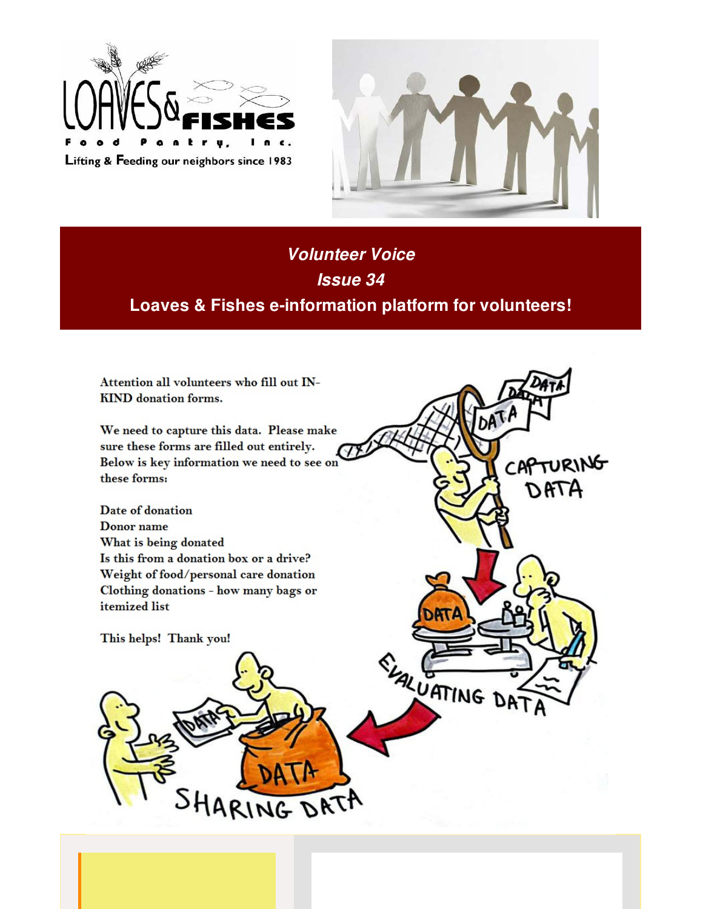**Volunteer Voice**

**Issue 34**

**Loaves & Fishes e-information platform for volunteers!**

Attention all volunteers who fill out IN-KIND donation forms.

We need to capture this data. Please make sure these forms are filled out entirely. Below is key information we need to see on these forms:

Date of donation
Donor name
What is being donated
Is this from a donation box or a drive?
Weight of food/personal care donation
Clothing donations - how many bags or itemized list

This helps! Thank you!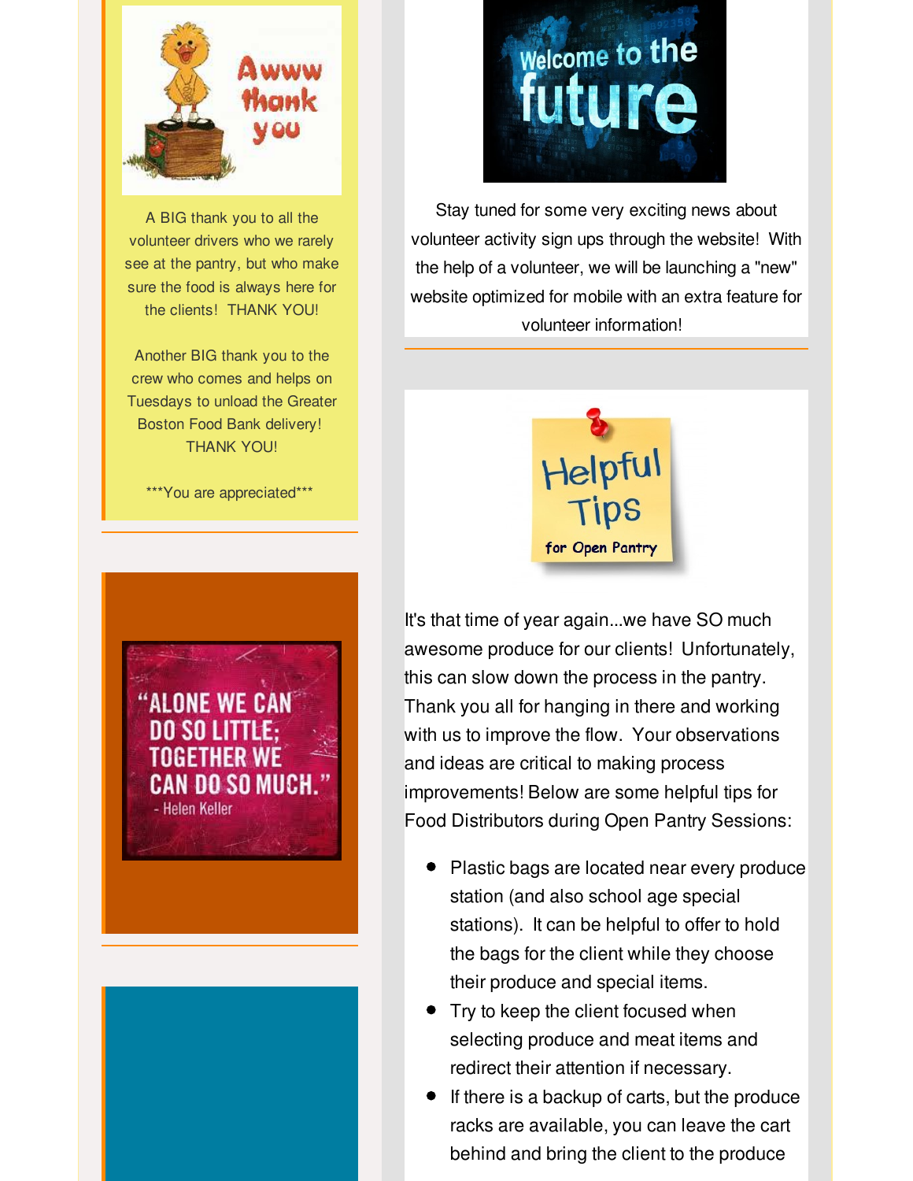A BIG thank you to all the volunteer drivers who we rarely see at the pantry, but who make sure the food is always here for the clients! THANK YOU!

Another BIG thank you to the crew who comes and helps on Tuesdays to unload the Greater Boston Food Bank delivery! THANK YOU!

***You are appreciated***

Stay tuned for some very exciting news about volunteer activity sign ups through the website! With the help of a volunteer, we will be launching a "new" website optimized for mobile with an extra feature for volunteer information!

It's that time of year again...we have SO much awesome produce for our clients! Unfortunately, this can slow down the process in the pantry. Thank you all for hanging in there and working with us to improve the flow. Your observations and ideas are critical to making process improvements! Below are some helpful tips for Food Distributors during Open Pantry Sessions:

- Plastic bags are located near every produce station (and also school age special stations). It can be helpful to offer to hold the bags for the client while they choose their produce and special items.
- Try to keep the client focused when selecting produce and meat items and redirect their attention if necessary.
- If there is a backup of carts, but the produce racks are available, you can leave the cart behind and bring the client to the produce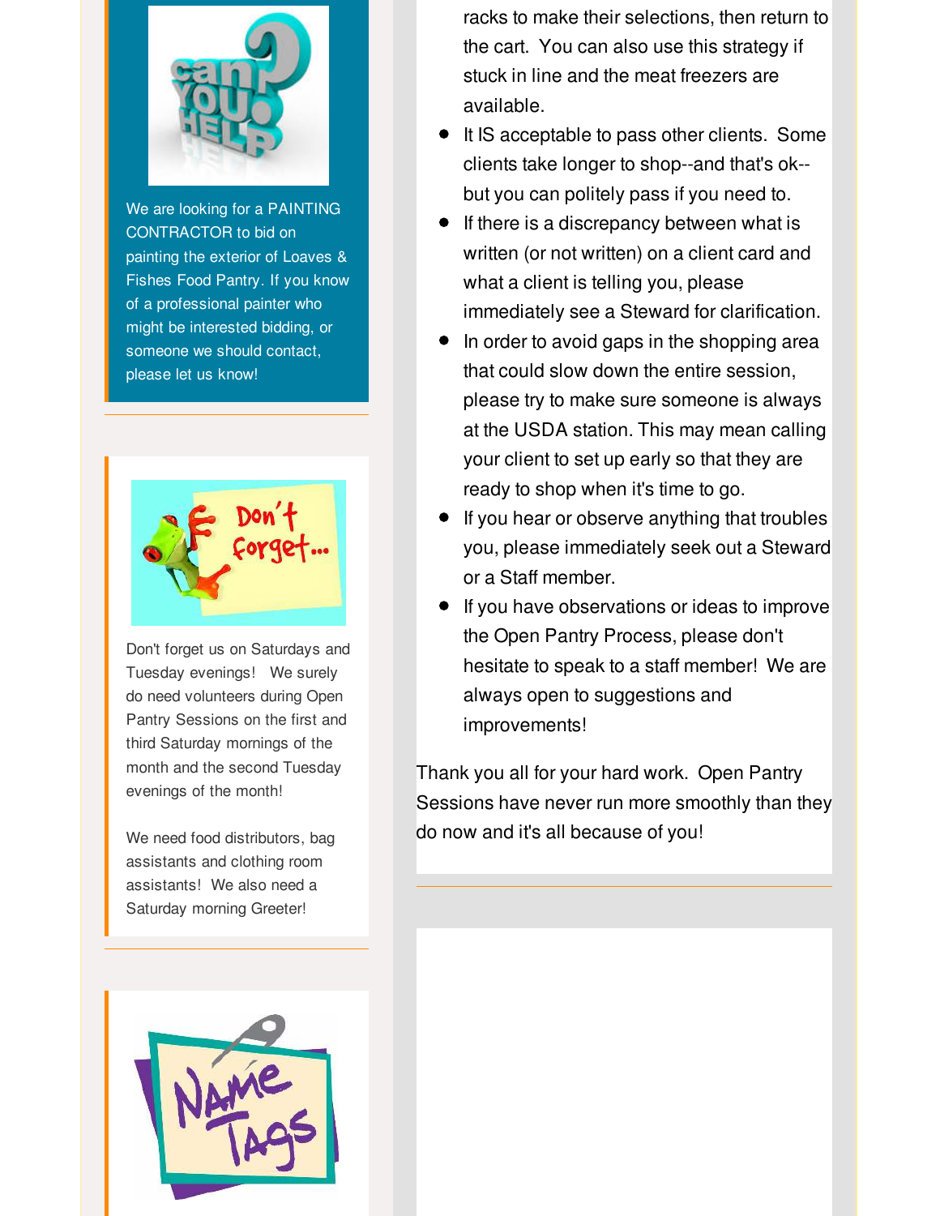We are looking for a PAINTING CONTRACTOR to bid on painting the exterior of Loaves & Fishes Food Pantry. If you know of a professional painter who might be interested bidding, or someone we should contact, please let us know!

Don't forget us on Saturdays and Tuesday evenings! We surely do need volunteers during Open Pantry Sessions on the first and third Saturday mornings of the month and the second Tuesday evenings of the month!

We need food distributors, bag assistants and clothing room assistants! We also need a Saturday morning Greeter!

racks to make their selections, then return to the cart. You can also use this strategy if stuck in line and the meat freezers are available.

- It IS acceptable to pass other clients. Some clients take longer to shop--and that's ok--but you can politely pass if you need to.
- If there is a discrepancy between what is written (or not written) on a client card and what a client is telling you, please immediately see a Steward for clarification.
- In order to avoid gaps in the shopping area that could slow down the entire session, please try to make sure someone is always at the USDA station. This may mean calling your client to set up early so that they are ready to shop when it's time to go.
- If you hear or observe anything that troubles you, please immediately seek out a Steward or a Staff member.
- If you have observations or ideas to improve the Open Pantry Process, please don't hesitate to speak to a staff member! We are always open to suggestions and improvements!

Thank you all for your hard work. Open Pantry Sessions have never run more smoothly than they do now and it's all because of you!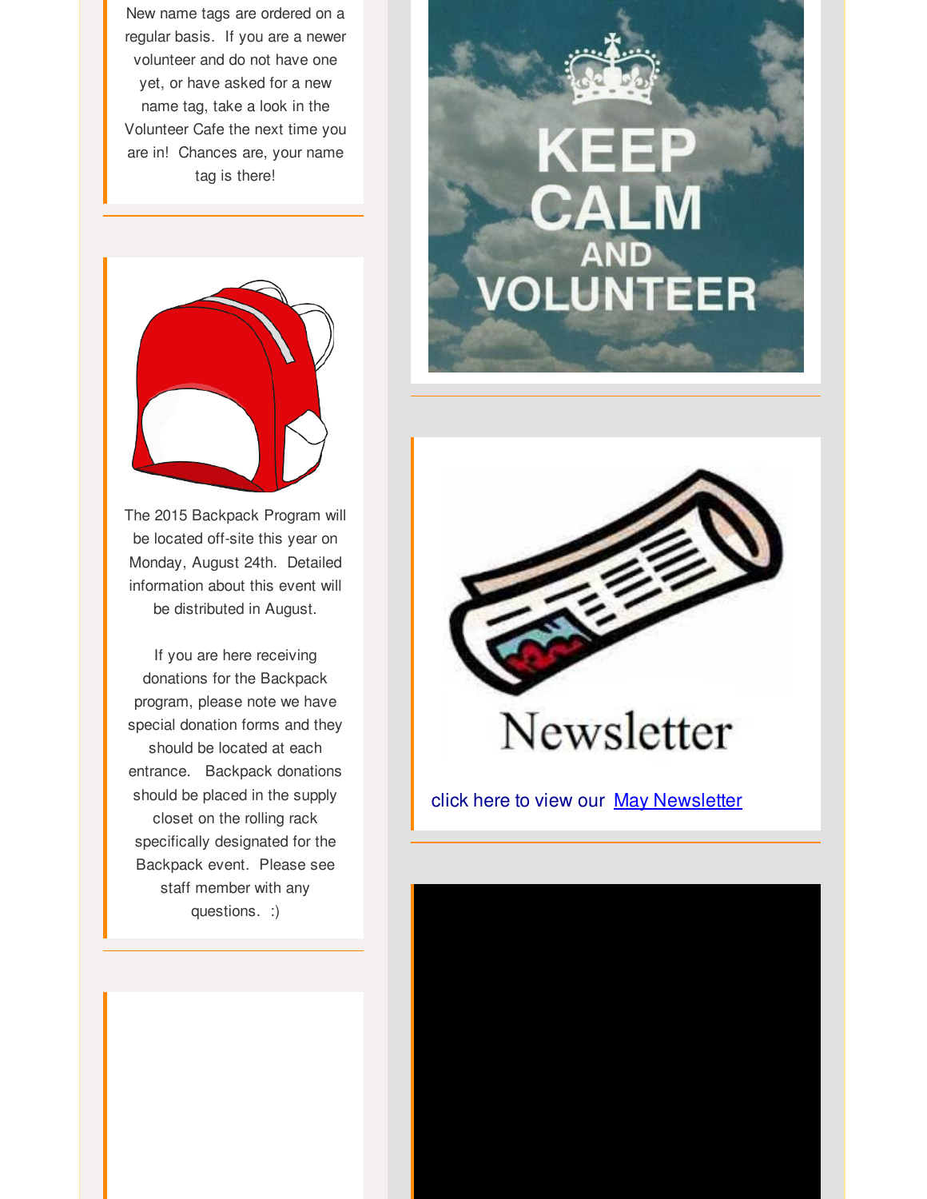New name tags are ordered on a regular basis. If you are a newer volunteer and do not have one yet, or have asked for a new name tag, take a look in the Volunteer Cafe the next time you are in! Chances are, your name tag is there!

The 2015 Backpack Program will be located off-site this year on Monday, August 24th. Detailed information about this event will be distributed in August.

If you are here receiving donations for the Backpack program, please note we have special donation forms and they should be located at each entrance. Backpack donations should be placed in the supply closet on the rolling rack specifically designated for the Backpack event. Please see staff member with any questions. :)

KEEP CALM AND VOLUNTEER

Newsletter

click here to view our [May Newsletter]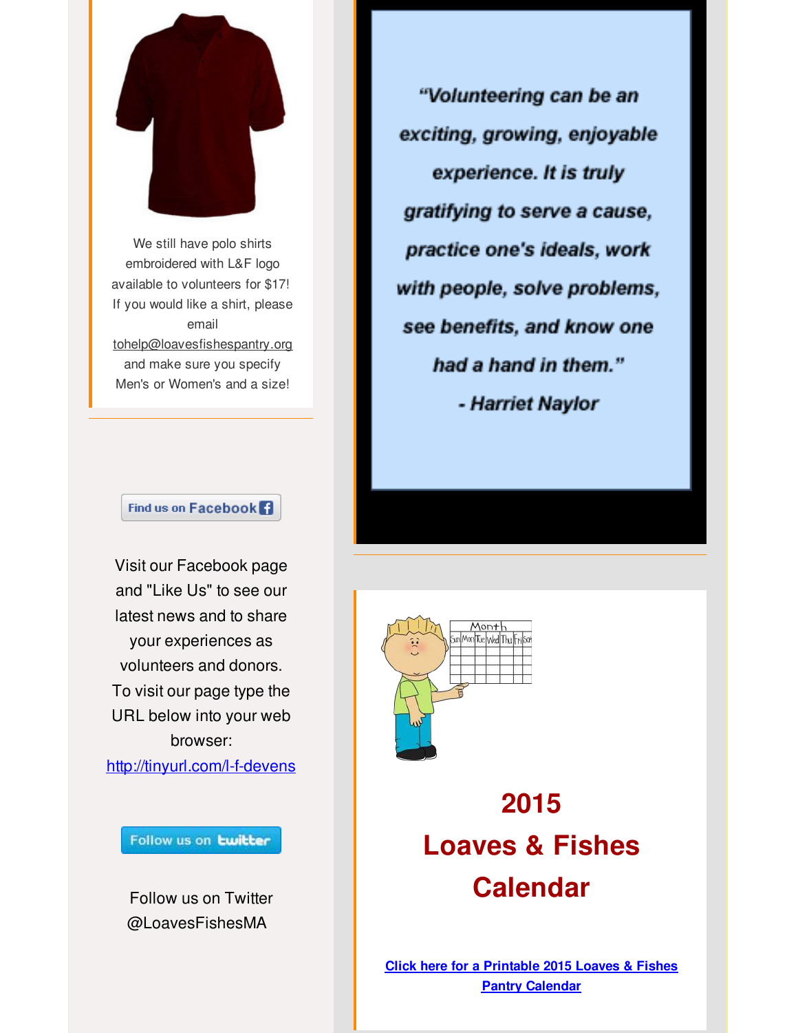We still have polo shirts embroidered with L&F logo available to volunteers for $17! If you would like a shirt, please email tohelp@loavesfishespantry.org and make sure you specify Men's or Women's and a size!

Find us on Facebook

Visit our Facebook page and "Like Us" to see our latest news and to share your experiences as volunteers and donors. To visit our page type the URL below into your web browser: http://tinyurl.com/l-f-devens

Follow us on twitter

Follow us on Twitter @LoavesFishesMA

*"Volunteering can be an exciting, growing, enjoyable experience. It is truly gratifying to serve a cause, practice one's ideals, work with people, solve problems, see benefits, and know one had a hand in them."*

*- Harriet Naylor*

## 2015 Loaves & Fishes Calendar

**Click here for a Printable 2015 Loaves & Fishes Pantry Calendar**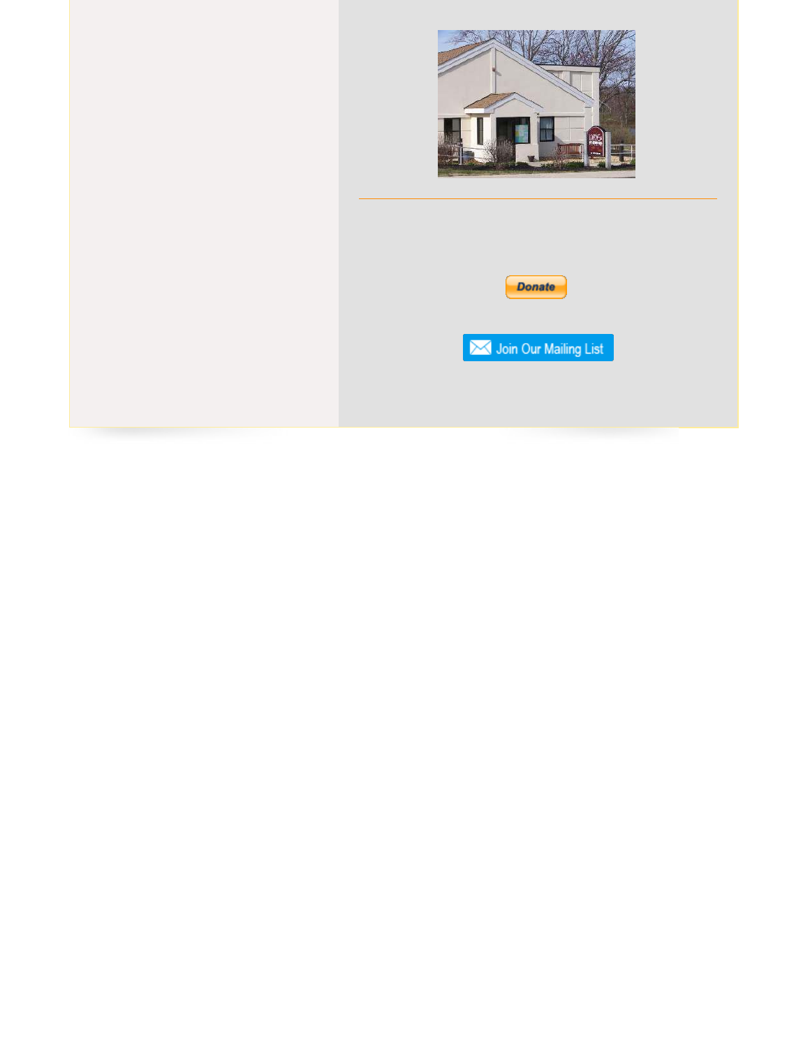Donate

Join Our Mailing List